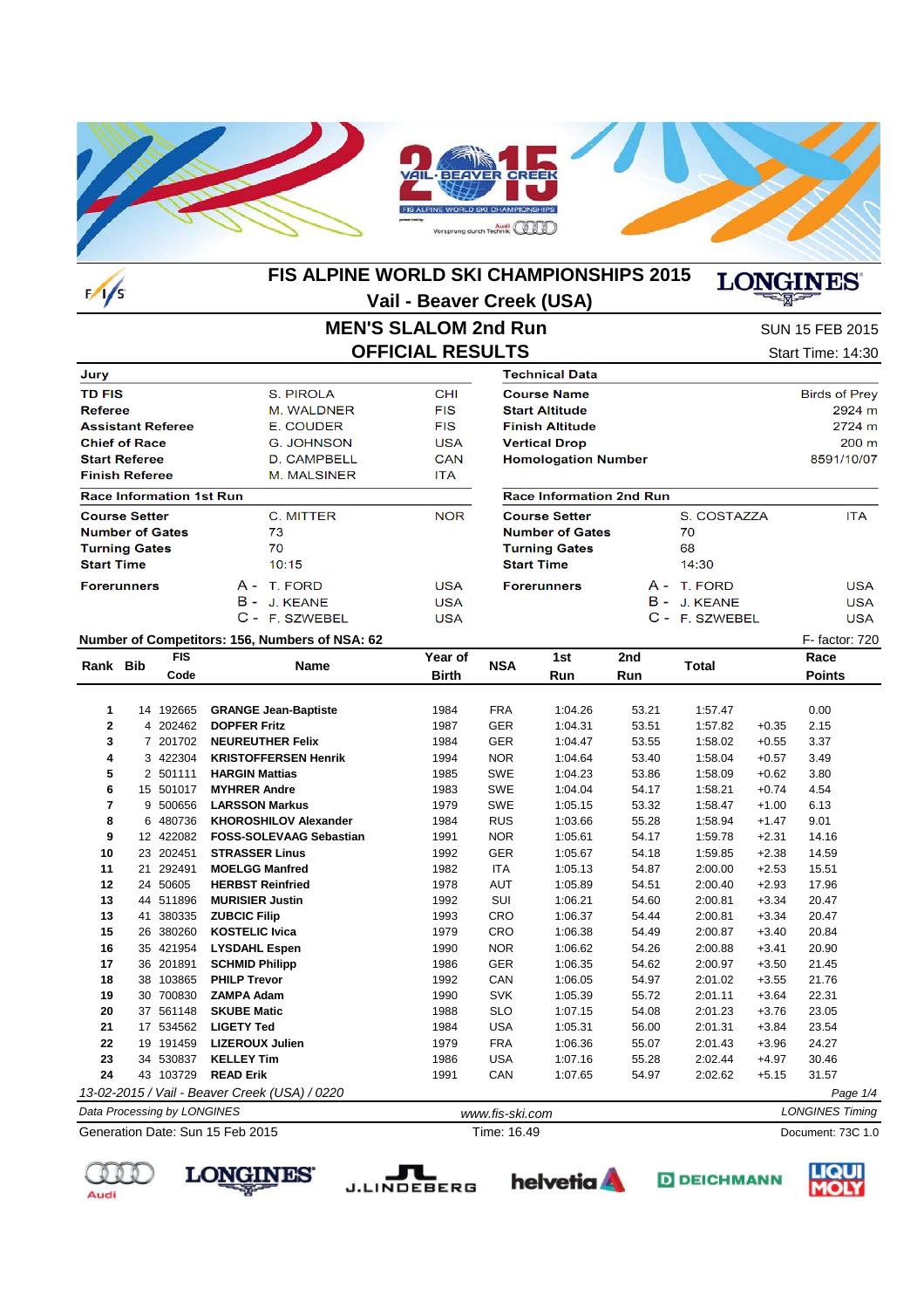# FIS ALPINE WORLD SKI CHAMPIONSHIPS 2015

## Vail - Beaver Creek (USA)

## MEN'S SLALOM 2nd Run

## OFFICIAL RESULTS

SUN 15 FEB 2015

Start Time: 14:30

| Jury | | |
|---|---|---|
| TD FIS | S. PIROLA | CHI |
| Referee | M. WALDNER | FIS |
| Assistant Referee | E. COUDER | FIS |
| Chief of Race | G. JOHNSON | USA |
| Start Referee | D. CAMPBELL | CAN |
| Finish Referee | M. MALSINER | ITA |

| Technical Data | |
|---|---|
| Course Name | Birds of Prey |
| Start Altitude | 2924 m |
| Finish Altitude | 2724 m |
| Vertical Drop | 200 m |
| Homologation Number | 8591/10/07 |

| Race Information 1st Run | | |
|---|---|---|
| Course Setter | C. MITTER | NOR |
| Number of Gates | 73 | |
| Turning Gates | 70 | |
| Start Time | 10:15 | |
| Forerunners | A - T. FORD | USA |
| | B - J. KEANE | USA |
| | C - F. SZWEBEL | USA |

| Race Information 2nd Run | | |
|---|---|---|
| Course Setter | S. COSTAZZA | ITA |
| Number of Gates | 70 | |
| Turning Gates | 68 | |
| Start Time | 14:30 | |
| Forerunners | A - T. FORD | USA |
| | B - J. KEANE | USA |
| | C - F. SZWEBEL | USA |

**Number of Competitors: 156, Numbers of NSA: 62** F- factor: 720

| Rank | Bib | FIS Code | Name | Year of Birth | NSA | 1st Run | 2nd Run | Total | | Race Points |
|---|---|---|---|---|---|---|---|---|---|---|
| 1 | 14 | 192665 | **GRANGE Jean-Baptiste** | 1984 | FRA | 1:04.26 | 53.21 | 1:57.47 | | 0.00 |
| 2 | 4 | 202462 | **DOPFER Fritz** | 1987 | GER | 1:04.31 | 53.51 | 1:57.82 | +0.35 | 2.15 |
| 3 | 7 | 201702 | **NEUREUTHER Felix** | 1984 | GER | 1:04.47 | 53.55 | 1:58.02 | +0.55 | 3.37 |
| 4 | 3 | 422304 | **KRISTOFFERSEN Henrik** | 1994 | NOR | 1:04.64 | 53.40 | 1:58.04 | +0.57 | 3.49 |
| 5 | 2 | 501111 | **HARGIN Mattias** | 1985 | SWE | 1:04.23 | 53.86 | 1:58.09 | +0.62 | 3.80 |
| 6 | 15 | 501017 | **MYHRER Andre** | 1983 | SWE | 1:04.04 | 54.17 | 1:58.21 | +0.74 | 4.54 |
| 7 | 9 | 500656 | **LARSSON Markus** | 1979 | SWE | 1:05.15 | 53.32 | 1:58.47 | +1.00 | 6.13 |
| 8 | 6 | 480736 | **KHOROSHILOV Alexander** | 1984 | RUS | 1:03.66 | 55.28 | 1:58.94 | +1.47 | 9.01 |
| 9 | 12 | 422082 | **FOSS-SOLEVAAG Sebastian** | 1991 | NOR | 1:05.61 | 54.17 | 1:59.78 | +2.31 | 14.16 |
| 10 | 23 | 202451 | **STRASSER Linus** | 1992 | GER | 1:05.67 | 54.18 | 1:59.85 | +2.38 | 14.59 |
| 11 | 21 | 292491 | **MOELGG Manfred** | 1982 | ITA | 1:05.13 | 54.87 | 2:00.00 | +2.53 | 15.51 |
| 12 | 24 | 50605 | **HERBST Reinfried** | 1978 | AUT | 1:05.89 | 54.51 | 2:00.40 | +2.93 | 17.96 |
| 13 | 44 | 511896 | **MURISIER Justin** | 1992 | SUI | 1:06.21 | 54.60 | 2:00.81 | +3.34 | 20.47 |
| 13 | 41 | 380335 | **ZUBCIC Filip** | 1993 | CRO | 1:06.37 | 54.44 | 2:00.81 | +3.34 | 20.47 |
| 15 | 26 | 380260 | **KOSTELIC Ivica** | 1979 | CRO | 1:06.38 | 54.49 | 2:00.87 | +3.40 | 20.84 |
| 16 | 35 | 421954 | **LYSDAHL Espen** | 1990 | NOR | 1:06.62 | 54.26 | 2:00.88 | +3.41 | 20.90 |
| 17 | 36 | 201981 | **SCHMID Philipp** | 1986 | GER | 1:06.35 | 54.62 | 2:00.97 | +3.50 | 21.45 |
| 18 | 38 | 103865 | **PHILP Trevor** | 1992 | CAN | 1:06.05 | 54.97 | 2:01.02 | +3.55 | 21.76 |
| 19 | 30 | 700830 | **ZAMPA Adam** | 1990 | SVK | 1:05.39 | 55.72 | 2:01.11 | +3.64 | 22.31 |
| 20 | 37 | 561148 | **SKUBE Matic** | 1988 | SLO | 1:07.15 | 54.08 | 2:01.23 | +3.76 | 23.05 |
| 21 | 17 | 534562 | **LIGETY Ted** | 1984 | USA | 1:05.31 | 56.00 | 2:01.31 | +3.84 | 23.54 |
| 22 | 19 | 191459 | **LIZEROUX Julien** | 1979 | FRA | 1:06.36 | 55.07 | 2:01.43 | +3.96 | 24.27 |
| 23 | 34 | 530837 | **KELLEY Tim** | 1986 | USA | 1:07.16 | 55.28 | 2:02.44 | +4.97 | 30.46 |
| 24 | 43 | 103729 | **READ Erik** | 1991 | CAN | 1:07.65 | 54.97 | 2:02.62 | +5.15 | 31.57 |

*13-02-2015 / Vail - Beaver Creek (USA) / 0220*

*Data Processing by LONGINES* www.fis-ski.com *LONGINES Timing*

Generation Date: Sun 15 Feb 2015 Time: 16.49 Document: 73C 1.0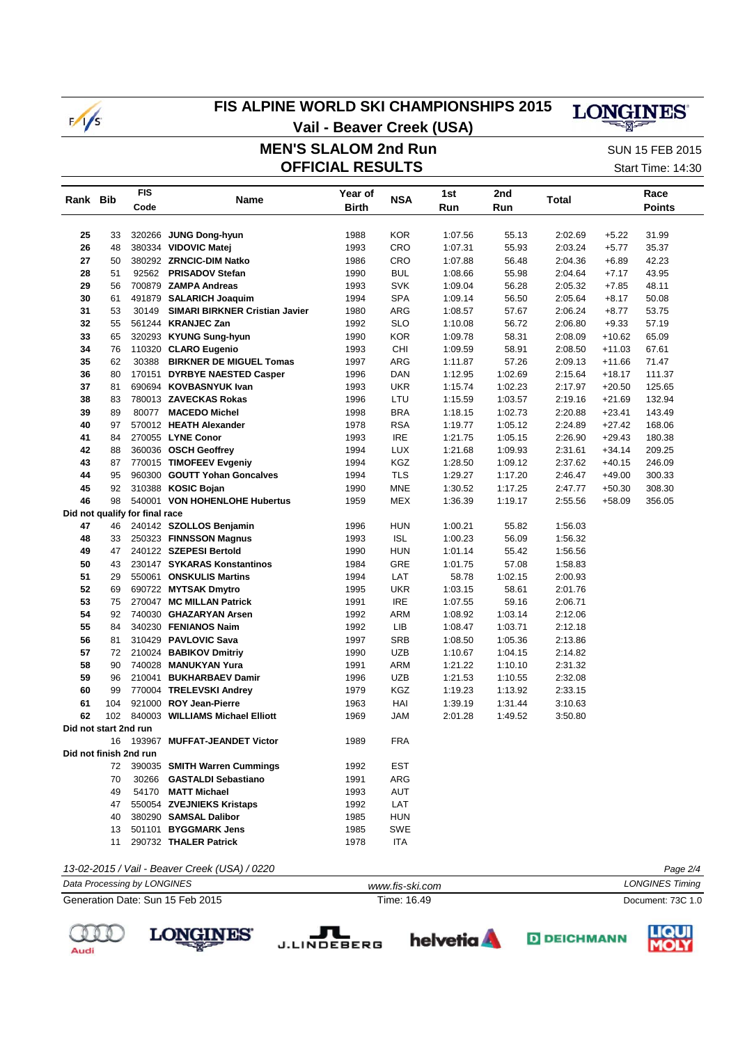# FIS ALPINE WORLD SKI CHAMPIONSHIPS 2015

**Vail - Beaver Creek (USA)**

## MEN'S SLALOM 2nd Run
## OFFICIAL RESULTS

SUN 15 FEB 2015

Start Time: 14:30

| Rank | Bib | FIS Code | Name | Year of Birth | NSA | 1st Run | 2nd Run | Total | | Race Points |
|---|---|---|---|---|---|---|---|---|---|---|
| 25 | 33 | 320266 | **JUNG Dong-hyun** | 1988 | KOR | 1:07.56 | 55.13 | 2:02.69 | +5.22 | 31.99 |
| 26 | 48 | 380334 | **VIDOVIC Matej** | 1993 | CRO | 1:07.31 | 55.93 | 2:03.24 | +5.77 | 35.37 |
| 27 | 50 | 380292 | **ZRNCIC-DIM Natko** | 1986 | CRO | 1:07.88 | 56.48 | 2:04.36 | +6.89 | 42.23 |
| 28 | 51 | 92562 | **PRISADOV Stefan** | 1990 | BUL | 1:08.66 | 55.98 | 2:04.64 | +7.17 | 43.95 |
| 29 | 56 | 700879 | **ZAMPA Andreas** | 1993 | SVK | 1:09.04 | 56.28 | 2:05.32 | +7.85 | 48.11 |
| 30 | 61 | 491879 | **SALARICH Joaquim** | 1994 | SPA | 1:09.14 | 56.50 | 2:05.64 | +8.17 | 50.08 |
| 31 | 53 | 30149 | **SIMARI BIRKNER Cristian Javier** | 1980 | ARG | 1:08.57 | 57.67 | 2:06.24 | +8.77 | 53.75 |
| 32 | 55 | 561244 | **KRANJEC Zan** | 1992 | SLO | 1:10.08 | 56.72 | 2:06.80 | +9.33 | 57.19 |
| 33 | 65 | 320293 | **KYUNG Sung-hyun** | 1990 | KOR | 1:09.78 | 58.31 | 2:08.09 | +10.62 | 65.09 |
| 34 | 76 | 110320 | **CLARO Eugenio** | 1993 | CHI | 1:09.59 | 58.91 | 2:08.50 | +11.03 | 67.61 |
| 35 | 62 | 30388 | **BIRKNER DE MIGUEL Tomas** | 1997 | ARG | 1:11.87 | 57.26 | 2:09.13 | +11.66 | 71.47 |
| 36 | 80 | 170151 | **DYRBYE NAESTED Casper** | 1996 | DAN | 1:12.95 | 1:02.69 | 2:15.64 | +18.17 | 111.37 |
| 37 | 81 | 690694 | **KOVBASNYUK Ivan** | 1993 | UKR | 1:15.74 | 1:02.23 | 2:17.97 | +20.50 | 125.65 |
| 38 | 83 | 780013 | **ZAVECKAS Rokas** | 1996 | LTU | 1:15.59 | 1:03.57 | 2:19.16 | +21.69 | 132.94 |
| 39 | 89 | 80077 | **MACEDO Michel** | 1998 | BRA | 1:18.15 | 1:02.73 | 2:20.88 | +23.41 | 143.49 |
| 40 | 97 | 570012 | **HEATH Alexander** | 1978 | RSA | 1:19.77 | 1:05.12 | 2:24.89 | +27.42 | 168.06 |
| 41 | 84 | 270055 | **LYNE Conor** | 1993 | IRE | 1:21.75 | 1:05.15 | 2:26.90 | +29.43 | 180.38 |
| 42 | 88 | 360036 | **OSCH Geoffrey** | 1994 | LUX | 1:21.68 | 1:09.93 | 2:31.61 | +34.14 | 209.25 |
| 43 | 87 | 770015 | **TIMOFEEV Evgeniy** | 1994 | KGZ | 1:28.50 | 1:09.12 | 2:37.62 | +40.15 | 246.09 |
| 44 | 95 | 960300 | **GOUTT Yohan Goncalves** | 1994 | TLS | 1:29.27 | 1:17.20 | 2:46.47 | +49.00 | 300.33 |
| 45 | 92 | 310388 | **KOSIC Bojan** | 1990 | MNE | 1:30.52 | 1:17.25 | 2:47.77 | +50.30 | 308.30 |
| 46 | 98 | 540001 | **VON HOHENLOHE Hubertus** | 1959 | MEX | 1:36.39 | 1:19.17 | 2:55.56 | +58.09 | 356.05 |
| **Did not qualify for final race** | | | | | | | | | | |
| 47 | 46 | 240142 | **SZOLLOS Benjamin** | 1996 | HUN | 1:00.21 | 55.82 | 1:56.03 | | |
| 48 | 33 | 250323 | **FINNSSON Magnus** | 1993 | ISL | 1:00.23 | 56.09 | 1:56.32 | | |
| 49 | 47 | 240122 | **SZEPESI Bertold** | 1990 | HUN | 1:01.14 | 55.42 | 1:56.56 | | |
| 50 | 43 | 230147 | **SYKARAS Konstantinos** | 1984 | GRE | 1:01.75 | 57.08 | 1:58.83 | | |
| 51 | 29 | 550061 | **ONSKULIS Martins** | 1994 | LAT | 58.78 | 1:02.15 | 2:00.93 | | |
| 52 | 69 | 690722 | **MYTSAK Dmytro** | 1995 | UKR | 1:03.15 | 58.61 | 2:01.76 | | |
| 53 | 75 | 270047 | **MC MILLAN Patrick** | 1991 | IRE | 1:07.55 | 59.16 | 2:06.71 | | |
| 54 | 92 | 740030 | **GHAZARYAN Arsen** | 1992 | ARM | 1:08.92 | 1:03.14 | 2:12.06 | | |
| 55 | 84 | 340230 | **FENIANOS Naim** | 1992 | LIB | 1:08.47 | 1:03.71 | 2:12.18 | | |
| 56 | 81 | 310429 | **PAVLOVIC Sava** | 1997 | SRB | 1:08.50 | 1:05.36 | 2:13.86 | | |
| 57 | 72 | 210024 | **BABIKOV Dmitriy** | 1990 | UZB | 1:10.67 | 1:04.15 | 2:14.82 | | |
| 58 | 90 | 740028 | **MANUKYAN Yura** | 1991 | ARM | 1:21.22 | 1:10.10 | 2:31.32 | | |
| 59 | 96 | 210041 | **BUKHARBAEV Damir** | 1996 | UZB | 1:21.53 | 1:10.55 | 2:32.08 | | |
| 60 | 99 | 770004 | **TRELEVSKI Andrey** | 1979 | KGZ | 1:19.23 | 1:13.92 | 2:33.15 | | |
| 61 | 104 | 921000 | **ROY Jean-Pierre** | 1963 | HAI | 1:39.19 | 1:31.44 | 3:10.63 | | |
| 62 | 102 | 840003 | **WILLIAMS Michael Elliott** | 1969 | JAM | 2:01.28 | 1:49.52 | 3:50.80 | | |
| **Did not start 2nd run** | | | | | | | | | | |
| | 16 | 193967 | **MUFFAT-JEANDET Victor** | 1989 | FRA | | | | | |
| **Did not finish 2nd run** | | | | | | | | | | |
| | 72 | 390035 | **SMITH Warren Cummings** | 1992 | EST | | | | | |
| | 70 | 30266 | **GASTALDI Sebastiano** | 1991 | ARG | | | | | |
| | 49 | 54170 | **MATT Michael** | 1993 | AUT | | | | | |
| | 47 | 550054 | **ZVEJNIEKS Kristaps** | 1992 | LAT | | | | | |
| | 40 | 380290 | **SAMSAL Dalibor** | 1985 | HUN | | | | | |
| | 13 | 501101 | **BYGGMARK Jens** | 1985 | SWE | | | | | |
| | 11 | 290732 | **THALER Patrick** | 1978 | ITA | | | | | |

*13-02-2015 / Vail - Beaver Creek (USA) / 0220*

*Data Processing by LONGINES* — www.fis-ski.com — *LONGINES Timing*

Generation Date: Sun 15 Feb 2015 — Time: 16.49 — Document: 73C 1.0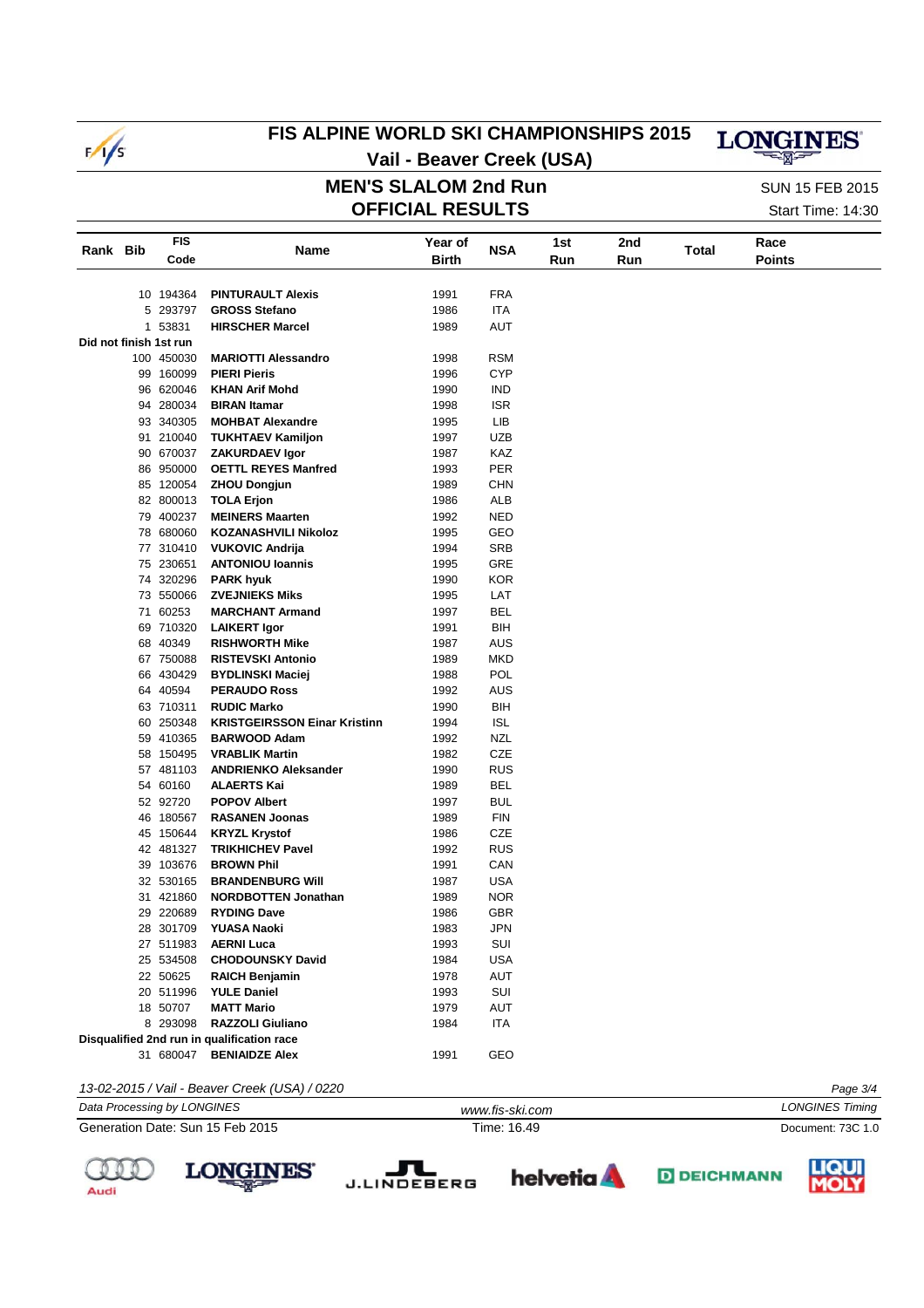# FIS ALPINE WORLD SKI CHAMPIONSHIPS 2015

## Vail - Beaver Creek (USA)

## MEN'S SLALOM 2nd Run

## OFFICIAL RESULTS

SUN 15 FEB 2015

Start Time: 14:30

| Rank | Bib | FIS Code | Name | Year of Birth | NSA | 1st Run | 2nd Run | Total | Race Points |
|---|---|---|---|---|---|---|---|---|---|
| | 10 | 194364 | **PINTURAULT Alexis** | 1991 | FRA | | | | |
| | 5 | 293797 | **GROSS Stefano** | 1986 | ITA | | | | |
| | 1 | 53831 | **HIRSCHER Marcel** | 1989 | AUT | | | | |
| **Did not finish 1st run** | | | | | | | | | |
| | 100 | 450030 | **MARIOTTI Alessandro** | 1998 | RSM | | | | |
| | 99 | 160099 | **PIERI Pieris** | 1996 | CYP | | | | |
| | 96 | 620046 | **KHAN Arif Mohd** | 1990 | IND | | | | |
| | 94 | 280034 | **BIRAN Itamar** | 1998 | ISR | | | | |
| | 93 | 340305 | **MOHBAT Alexandre** | 1995 | LIB | | | | |
| | 91 | 210040 | **TUKHTAEV Kamiljon** | 1997 | UZB | | | | |
| | 90 | 670037 | **ZAKURDAEV Igor** | 1987 | KAZ | | | | |
| | 86 | 950000 | **OETTL REYES Manfred** | 1993 | PER | | | | |
| | 85 | 120054 | **ZHOU Dongjun** | 1989 | CHN | | | | |
| | 82 | 800013 | **TOLA Erjon** | 1986 | ALB | | | | |
| | 79 | 400237 | **MEINERS Maarten** | 1992 | NED | | | | |
| | 78 | 680060 | **KOZANASHVILI Nikoloz** | 1995 | GEO | | | | |
| | 77 | 310410 | **VUKOVIC Andrija** | 1994 | SRB | | | | |
| | 75 | 230651 | **ANTONIOU Ioannis** | 1995 | GRE | | | | |
| | 74 | 320296 | **PARK hyuk** | 1990 | KOR | | | | |
| | 73 | 550066 | **ZVEJNIEKS Miks** | 1995 | LAT | | | | |
| | 71 | 60253 | **MARCHANT Armand** | 1997 | BEL | | | | |
| | 69 | 710320 | **LAIKERT Igor** | 1991 | BIH | | | | |
| | 68 | 40349 | **RISHWORTH Mike** | 1987 | AUS | | | | |
| | 67 | 750088 | **RISTEVSKI Antonio** | 1989 | MKD | | | | |
| | 66 | 430429 | **BYDLINSKI Maciej** | 1988 | POL | | | | |
| | 64 | 40594 | **PERAUDO Ross** | 1992 | AUS | | | | |
| | 63 | 710311 | **RUDIC Marko** | 1990 | BIH | | | | |
| | 60 | 250348 | **KRISTGEIRSSON Einar Kristinn** | 1994 | ISL | | | | |
| | 59 | 410365 | **BARWOOD Adam** | 1992 | NZL | | | | |
| | 58 | 150495 | **VRABLIK Martin** | 1982 | CZE | | | | |
| | 57 | 481103 | **ANDRIENKO Aleksander** | 1990 | RUS | | | | |
| | 54 | 60160 | **ALAERTS Kai** | 1989 | BEL | | | | |
| | 52 | 92720 | **POPOV Albert** | 1997 | BUL | | | | |
| | 46 | 180567 | **RASANEN Joonas** | 1989 | FIN | | | | |
| | 45 | 150644 | **KRYZL Krystof** | 1986 | CZE | | | | |
| | 42 | 481327 | **TRIKHICHEV Pavel** | 1992 | RUS | | | | |
| | 39 | 103676 | **BROWN Phil** | 1991 | CAN | | | | |
| | 32 | 530165 | **BRANDENBURG Will** | 1987 | USA | | | | |
| | 31 | 421860 | **NORDBOTTEN Jonathan** | 1989 | NOR | | | | |
| | 29 | 220689 | **RYDING Dave** | 1986 | GBR | | | | |
| | 28 | 301709 | **YUASA Naoki** | 1983 | JPN | | | | |
| | 27 | 511983 | **AERNI Luca** | 1993 | SUI | | | | |
| | 25 | 534508 | **CHODOUNSKY David** | 1984 | USA | | | | |
| | 22 | 50625 | **RAICH Benjamin** | 1978 | AUT | | | | |
| | 20 | 511996 | **YULE Daniel** | 1993 | SUI | | | | |
| | 18 | 50707 | **MATT Mario** | 1979 | AUT | | | | |
| | 8 | 293098 | **RAZZOLI Giuliano** | 1984 | ITA | | | | |
| **Disqualified 2nd run in qualification race** | | | | | | | | | |
| | 31 | 680047 | **BENIAIDZE Alex** | 1991 | GEO | | | | |

*13-02-2015 / Vail - Beaver Creek (USA) / 0220*

*Data Processing by LONGINES* — www.fis-ski.com — *LONGINES Timing*

Generation Date: Sun 15 Feb 2015 — Time: 16.49 — Document: 73C 1.0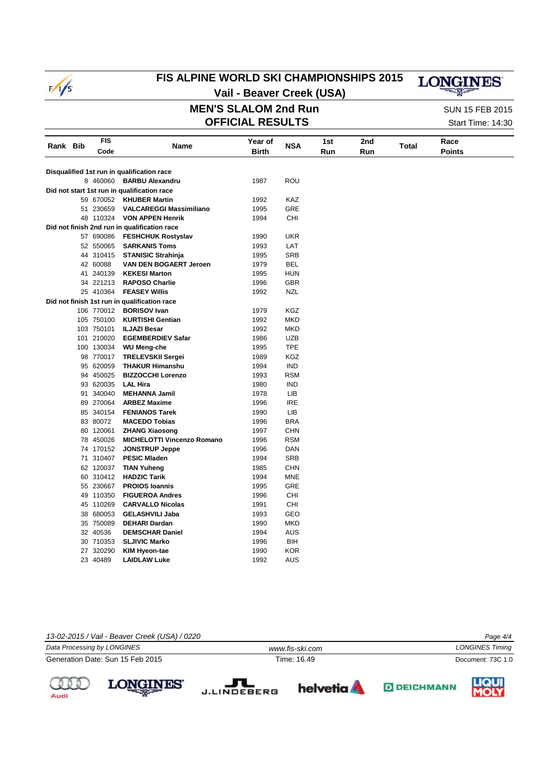# FIS ALPINE WORLD SKI CHAMPIONSHIPS 2015

**Vail - Beaver Creek (USA)**

## MEN'S SLALOM 2nd Run
## OFFICIAL RESULTS

SUN 15 FEB 2015

Start Time: 14:30

| Rank | Bib | FIS Code | Name | Year of Birth | NSA | 1st Run | 2nd Run | Total | Race Points |
|---|---|---|---|---|---|---|---|---|---|
| **Disqualified 1st run in qualification race** | | | | | | | | | |
| | 8 | 460060 | **BARBU Alexandru** | 1987 | ROU | | | | |
| **Did not start 1st run in qualification race** | | | | | | | | | |
| | 59 | 670052 | **KHUBER Martin** | 1992 | KAZ | | | | |
| | 51 | 230659 | **VALCAREGGI Massimiliano** | 1995 | GRE | | | | |
| | 48 | 110324 | **VON APPEN Henrik** | 1994 | CHI | | | | |
| **Did not finish 2nd run in qualification race** | | | | | | | | | |
| | 57 | 690086 | **FESHCHUK Rostyslav** | 1990 | UKR | | | | |
| | 52 | 550065 | **SARKANIS Toms** | 1993 | LAT | | | | |
| | 44 | 310415 | **STANISIC Strahinja** | 1995 | SRB | | | | |
| | 42 | 60088 | **VAN DEN BOGAERT Jeroen** | 1979 | BEL | | | | |
| | 41 | 240139 | **KEKESI Marton** | 1995 | HUN | | | | |
| | 34 | 221213 | **RAPOSO Charlie** | 1996 | GBR | | | | |
| | 25 | 410364 | **FEASEY Willis** | 1992 | NZL | | | | |
| **Did not finish 1st run in qualification race** | | | | | | | | | |
| | 106 | 770012 | **BORISOV Ivan** | 1979 | KGZ | | | | |
| | 105 | 750100 | **KURTISHI Gentian** | 1992 | MKD | | | | |
| | 103 | 750101 | **ILJAZI Besar** | 1992 | MKD | | | | |
| | 101 | 210020 | **EGEMBERDIEV Safar** | 1986 | UZB | | | | |
| | 100 | 130034 | **WU Meng-che** | 1995 | TPE | | | | |
| | 98 | 770017 | **TRELEVSKII Sergei** | 1989 | KGZ | | | | |
| | 95 | 620059 | **THAKUR Himanshu** | 1994 | IND | | | | |
| | 94 | 450025 | **BIZZOCCHI Lorenzo** | 1993 | RSM | | | | |
| | 93 | 620035 | **LAL Hira** | 1980 | IND | | | | |
| | 91 | 340040 | **MEHANNA Jamil** | 1978 | LIB | | | | |
| | 89 | 270064 | **ARBEZ Maxime** | 1996 | IRE | | | | |
| | 85 | 340154 | **FENIANOS Tarek** | 1990 | LIB | | | | |
| | 83 | 80072 | **MACEDO Tobias** | 1996 | BRA | | | | |
| | 80 | 120061 | **ZHANG Xiaosong** | 1997 | CHN | | | | |
| | 78 | 450026 | **MICHELOTTI Vincenzo Romano** | 1996 | RSM | | | | |
| | 74 | 170152 | **JONSTRUP Jeppe** | 1996 | DAN | | | | |
| | 71 | 310407 | **PESIC Mladen** | 1994 | SRB | | | | |
| | 62 | 120037 | **TIAN Yuheng** | 1985 | CHN | | | | |
| | 60 | 310412 | **HADZIC Tarik** | 1994 | MNE | | | | |
| | 55 | 230667 | **PROIOS Ioannis** | 1995 | GRE | | | | |
| | 49 | 110350 | **FIGUEROA Andres** | 1996 | CHI | | | | |
| | 45 | 110269 | **CARVALLO Nicolas** | 1991 | CHI | | | | |
| | 38 | 680053 | **GELASHVILI Jaba** | 1993 | GEO | | | | |
| | 35 | 750089 | **DEHARI Dardan** | 1990 | MKD | | | | |
| | 32 | 40536 | **DEMSCHAR Daniel** | 1994 | AUS | | | | |
| | 30 | 710353 | **SLJIVIC Marko** | 1996 | BIH | | | | |
| | 27 | 320290 | **KIM Hyeon-tae** | 1990 | KOR | | | | |
| | 23 | 40489 | **LAIDLAW Luke** | 1992 | AUS | | | | |

*13-02-2015 / Vail - Beaver Creek (USA) / 0220*

*Data Processing by LONGINES* | www.fis-ski.com | *LONGINES Timing*

Generation Date: Sun 15 Feb 2015 | Time: 16:49 | Document: 73C 1.0